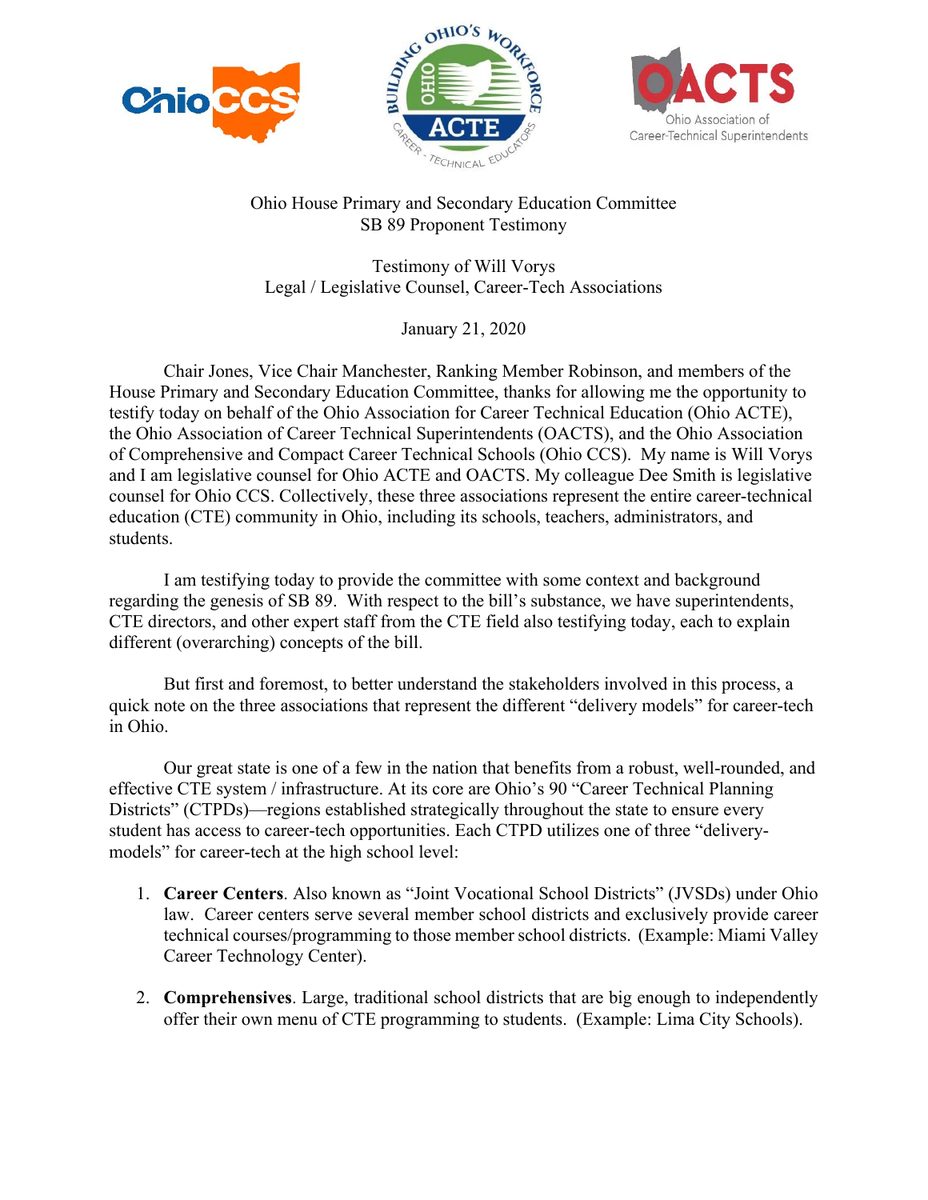Ohio House Primary and Secondary Education Committee
SB 89 Proponent Testimony

Testimony of Will Vorys
Legal / Legislative Counsel, Career-Tech Associations

January 21, 2020

Chair Jones, Vice Chair Manchester, Ranking Member Robinson, and members of the House Primary and Secondary Education Committee, thanks for allowing me the opportunity to testify today on behalf of the Ohio Association for Career Technical Education (Ohio ACTE), the Ohio Association of Career Technical Superintendents (OACTS), and the Ohio Association of Comprehensive and Compact Career Technical Schools (Ohio CCS). My name is Will Vorys and I am legislative counsel for Ohio ACTE and OACTS. My colleague Dee Smith is legislative counsel for Ohio CCS. Collectively, these three associations represent the entire career-technical education (CTE) community in Ohio, including its schools, teachers, administrators, and students.

I am testifying today to provide the committee with some context and background regarding the genesis of SB 89. With respect to the bill's substance, we have superintendents, CTE directors, and other expert staff from the CTE field also testifying today, each to explain different (overarching) concepts of the bill.

But first and foremost, to better understand the stakeholders involved in this process, a quick note on the three associations that represent the different "delivery models" for career-tech in Ohio.

Our great state is one of a few in the nation that benefits from a robust, well-rounded, and effective CTE system / infrastructure. At its core are Ohio's 90 "Career Technical Planning Districts" (CTPDs)—regions established strategically throughout the state to ensure every student has access to career-tech opportunities. Each CTPD utilizes one of three "delivery-models" for career-tech at the high school level:

1. **Career Centers**. Also known as "Joint Vocational School Districts" (JVSDs) under Ohio law. Career centers serve several member school districts and exclusively provide career technical courses/programming to those member school districts. (Example: Miami Valley Career Technology Center).

2. **Comprehensives**. Large, traditional school districts that are big enough to independently offer their own menu of CTE programming to students. (Example: Lima City Schools).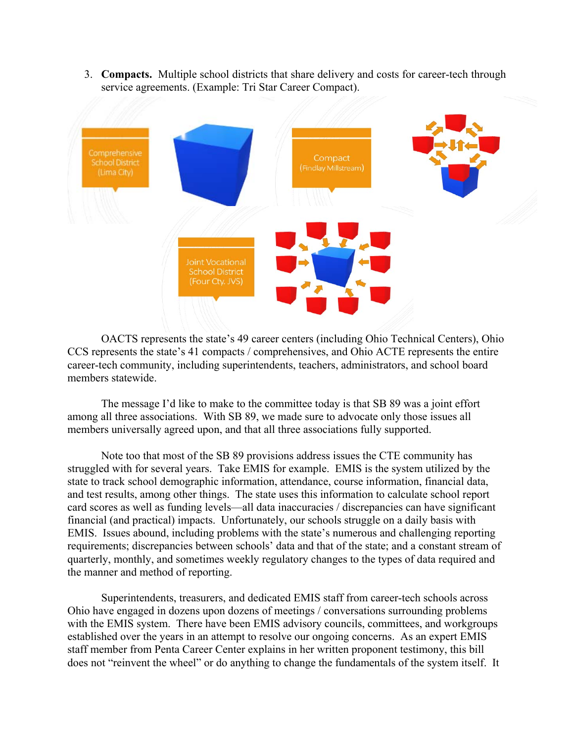3. **Compacts.** Multiple school districts that share delivery and costs for career-tech through service agreements. (Example: Tri Star Career Compact).

Comprehensive School District (Lima City)

Compact (Findlay Millstream)

Joint Vocational School District (Four Cty. JVS)

OACTS represents the state's 49 career centers (including Ohio Technical Centers), Ohio CCS represents the state's 41 compacts / comprehensives, and Ohio ACTE represents the entire career-tech community, including superintendents, teachers, administrators, and school board members statewide.

The message I'd like to make to the committee today is that SB 89 was a joint effort among all three associations. With SB 89, we made sure to advocate only those issues all members universally agreed upon, and that all three associations fully supported.

Note too that most of the SB 89 provisions address issues the CTE community has struggled with for several years. Take EMIS for example. EMIS is the system utilized by the state to track school demographic information, attendance, course information, financial data, and test results, among other things. The state uses this information to calculate school report card scores as well as funding levels—all data inaccuracies / discrepancies can have significant financial (and practical) impacts. Unfortunately, our schools struggle on a daily basis with EMIS. Issues abound, including problems with the state's numerous and challenging reporting requirements; discrepancies between schools' data and that of the state; and a constant stream of quarterly, monthly, and sometimes weekly regulatory changes to the types of data required and the manner and method of reporting.

Superintendents, treasurers, and dedicated EMIS staff from career-tech schools across Ohio have engaged in dozens upon dozens of meetings / conversations surrounding problems with the EMIS system. There have been EMIS advisory councils, committees, and workgroups established over the years in an attempt to resolve our ongoing concerns. As an expert EMIS staff member from Penta Career Center explains in her written proponent testimony, this bill does not "reinvent the wheel" or do anything to change the fundamentals of the system itself. It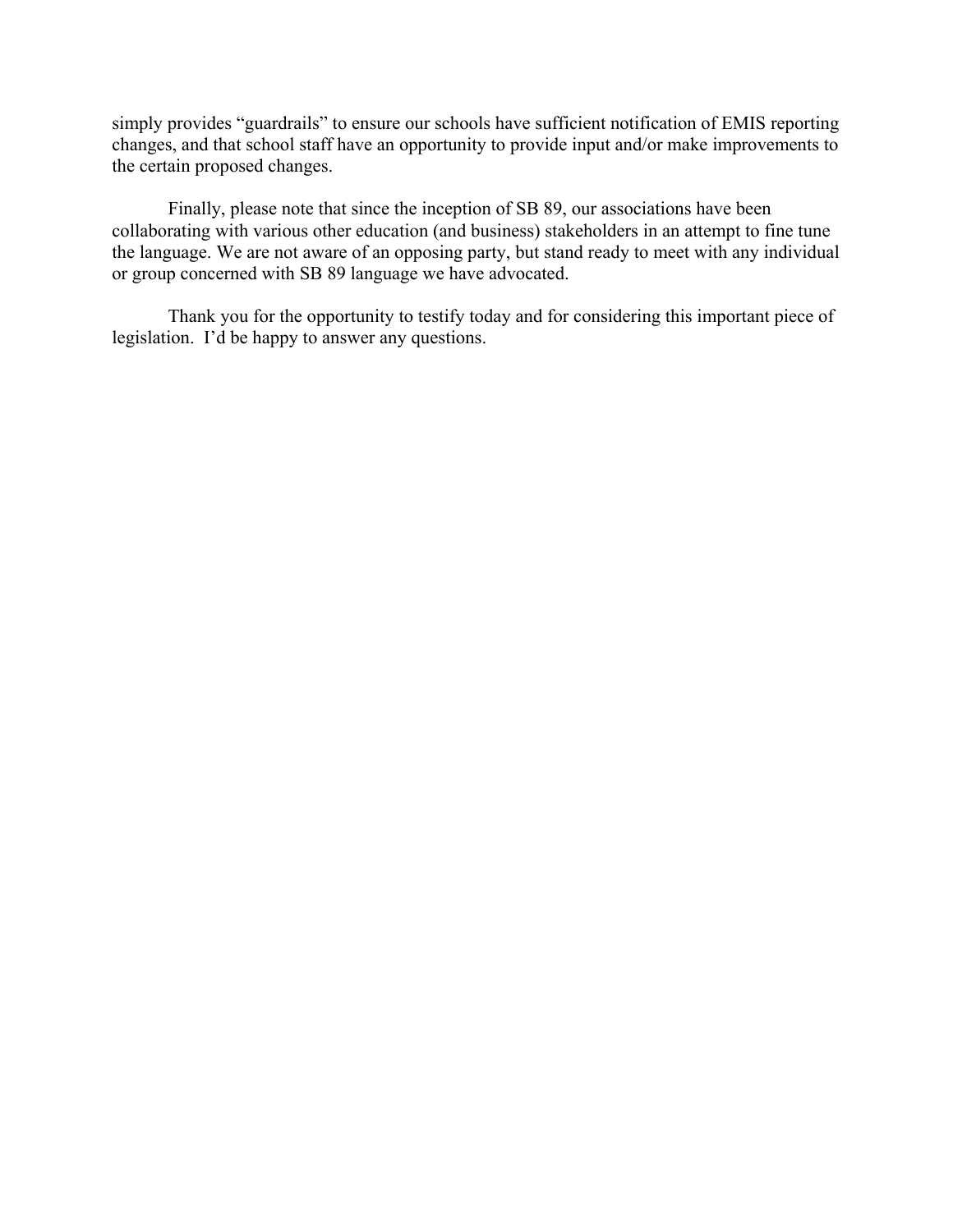simply provides “guardrails” to ensure our schools have sufficient notification of EMIS reporting changes, and that school staff have an opportunity to provide input and/or make improvements to the certain proposed changes.

Finally, please note that since the inception of SB 89, our associations have been collaborating with various other education (and business) stakeholders in an attempt to fine tune the language. We are not aware of an opposing party, but stand ready to meet with any individual or group concerned with SB 89 language we have advocated.

Thank you for the opportunity to testify today and for considering this important piece of legislation. I’d be happy to answer any questions.